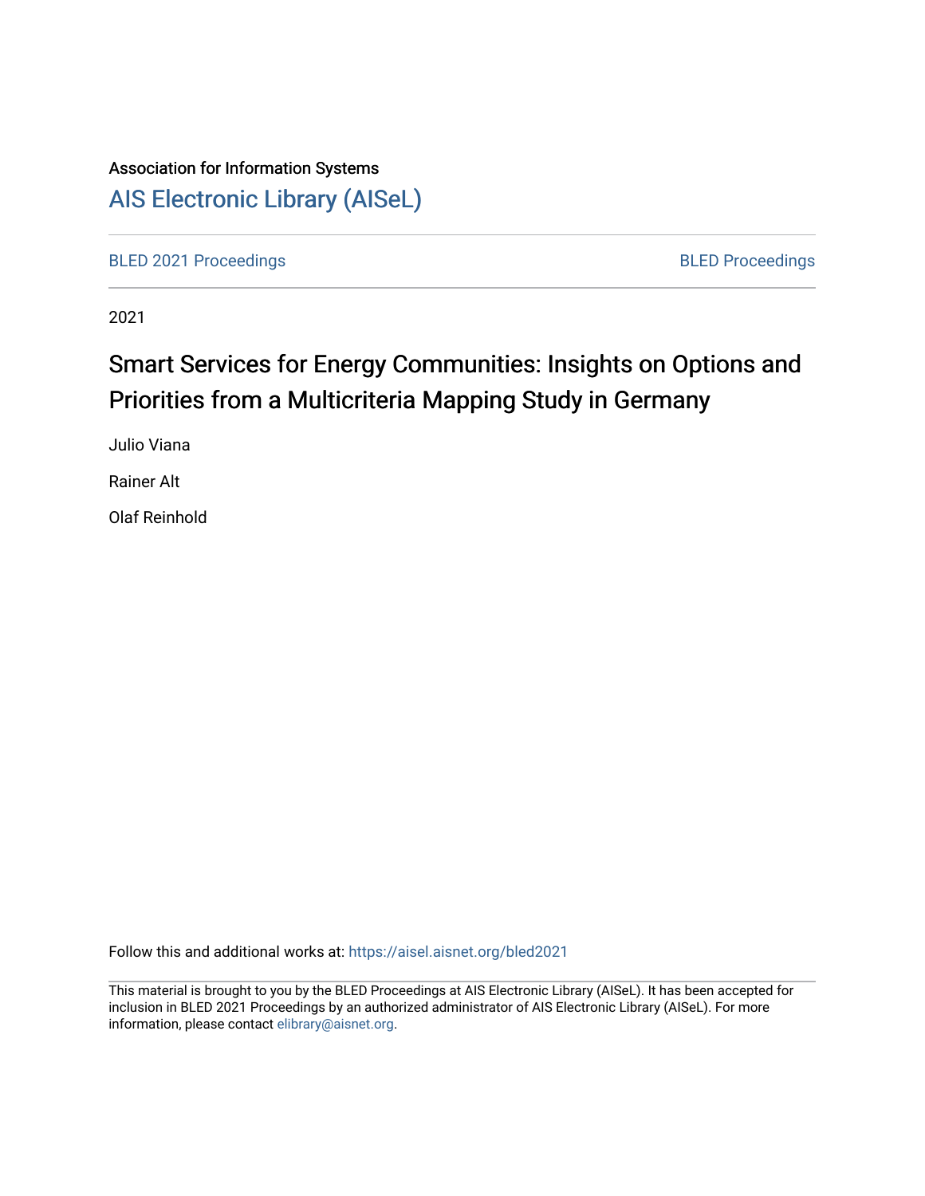Association for Information Systems

[AIS Electronic Library (AISeL)](https://aisel.aisnet.org/)

BLED 2021 Proceedings | BLED Proceedings

2021

# Smart Services for Energy Communities: Insights on Options and Priorities from a Multicriteria Mapping Study in Germany

Julio Viana

Rainer Alt

Olaf Reinhold

Follow this and additional works at: https://aisel.aisnet.org/bled2021

This material is brought to you by the BLED Proceedings at AIS Electronic Library (AISeL). It has been accepted for inclusion in BLED 2021 Proceedings by an authorized administrator of AIS Electronic Library (AISeL). For more information, please contact elibrary@aisnet.org.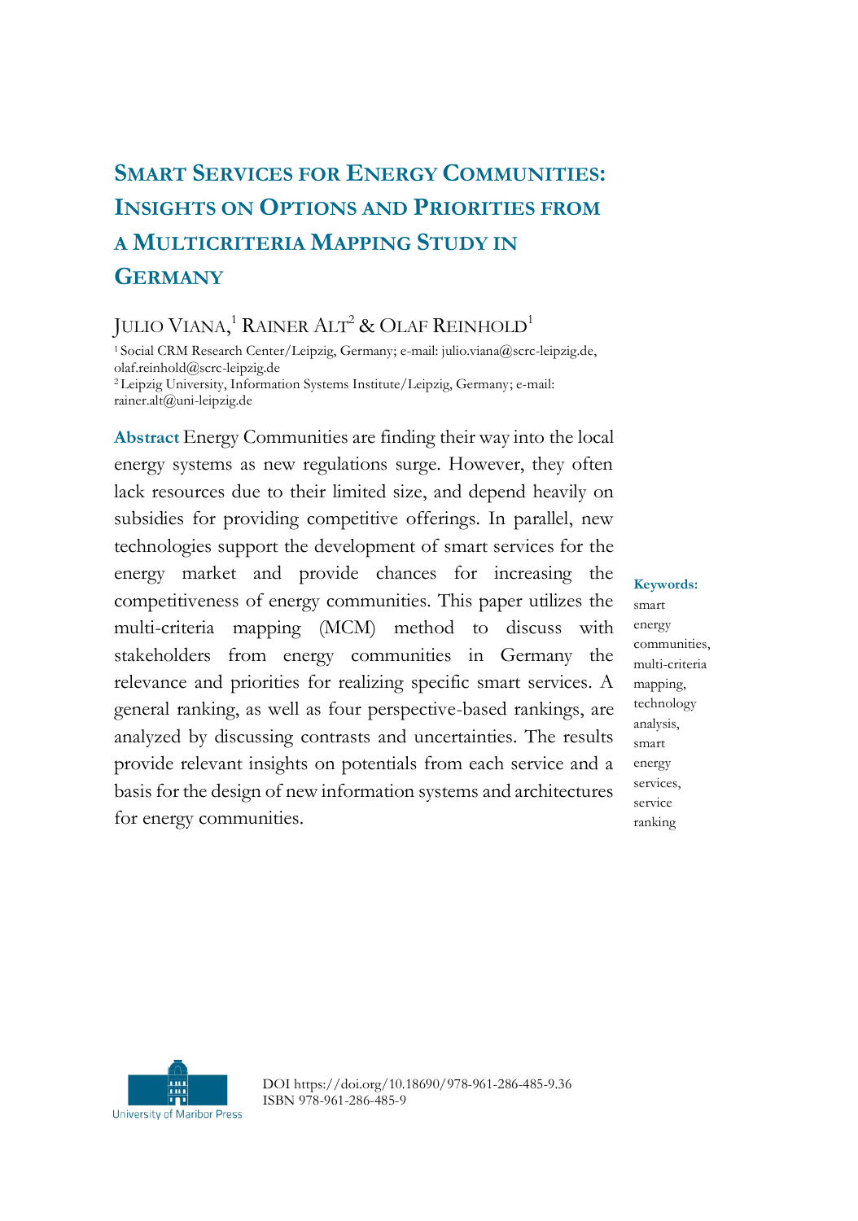# SMART SERVICES FOR ENERGY COMMUNITIES: INSIGHTS ON OPTIONS AND PRIORITIES FROM A MULTICRITERIA MAPPING STUDY IN GERMANY

JULIO VIANA,[1] RAINER ALT[2] & OLAF REINHOLD[1]

[1] Social CRM Research Center/Leipzig, Germany; e-mail: julio.viana@scrc-leipzig.de, olaf.reinhold@scrc-leipzig.de

[2] Leipzig University, Information Systems Institute/Leipzig, Germany; e-mail: rainer.alt@uni-leipzig.de

**Abstract** Energy Communities are finding their way into the local energy systems as new regulations surge. However, they often lack resources due to their limited size, and depend heavily on subsidies for providing competitive offerings. In parallel, new technologies support the development of smart services for the energy market and provide chances for increasing the competitiveness of energy communities. This paper utilizes the multi-criteria mapping (MCM) method to discuss with stakeholders from energy communities in Germany the relevance and priorities for realizing specific smart services. A general ranking, as well as four perspective-based rankings, are analyzed by discussing contrasts and uncertainties. The results provide relevant insights on potentials from each service and a basis for the design of new information systems and architectures for energy communities.

**Keywords:** smart energy communities, multi-criteria mapping, technology analysis, smart energy services, service ranking

DOI https://doi.org/10.18690/978-961-286-485-9.36
ISBN 978-961-286-485-9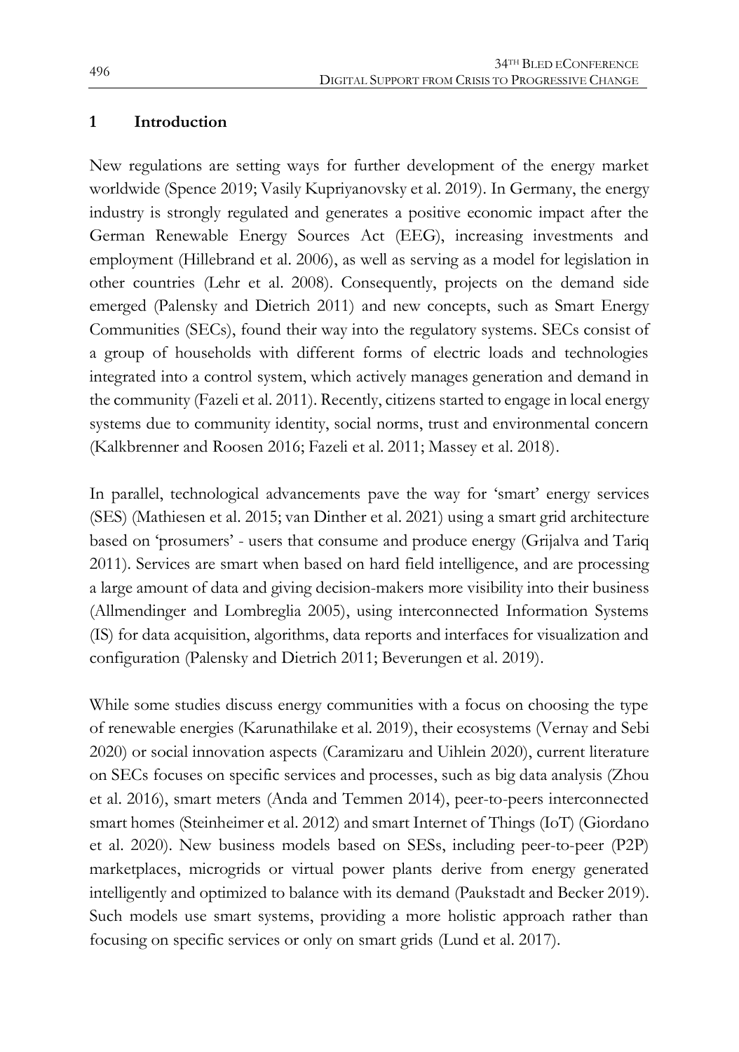## 1 Introduction

New regulations are setting ways for further development of the energy market worldwide (Spence 2019; Vasily Kupriyanovsky et al. 2019). In Germany, the energy industry is strongly regulated and generates a positive economic impact after the German Renewable Energy Sources Act (EEG), increasing investments and employment (Hillebrand et al. 2006), as well as serving as a model for legislation in other countries (Lehr et al. 2008). Consequently, projects on the demand side emerged (Palensky and Dietrich 2011) and new concepts, such as Smart Energy Communities (SECs), found their way into the regulatory systems. SECs consist of a group of households with different forms of electric loads and technologies integrated into a control system, which actively manages generation and demand in the community (Fazeli et al. 2011). Recently, citizens started to engage in local energy systems due to community identity, social norms, trust and environmental concern (Kalkbrenner and Roosen 2016; Fazeli et al. 2011; Massey et al. 2018).

In parallel, technological advancements pave the way for 'smart' energy services (SES) (Mathiesen et al. 2015; van Dinther et al. 2021) using a smart grid architecture based on 'prosumers' - users that consume and produce energy (Grijalva and Tariq 2011). Services are smart when based on hard field intelligence, and are processing a large amount of data and giving decision-makers more visibility into their business (Allmendinger and Lombreglia 2005), using interconnected Information Systems (IS) for data acquisition, algorithms, data reports and interfaces for visualization and configuration (Palensky and Dietrich 2011; Beverungen et al. 2019).

While some studies discuss energy communities with a focus on choosing the type of renewable energies (Karunathilake et al. 2019), their ecosystems (Vernay and Sebi 2020) or social innovation aspects (Caramizaru and Uihlein 2020), current literature on SECs focuses on specific services and processes, such as big data analysis (Zhou et al. 2016), smart meters (Anda and Temmen 2014), peer-to-peers interconnected smart homes (Steinheimer et al. 2012) and smart Internet of Things (IoT) (Giordano et al. 2020). New business models based on SESs, including peer-to-peer (P2P) marketplaces, microgrids or virtual power plants derive from energy generated intelligently and optimized to balance with its demand (Paukstadt and Becker 2019). Such models use smart systems, providing a more holistic approach rather than focusing on specific services or only on smart grids (Lund et al. 2017).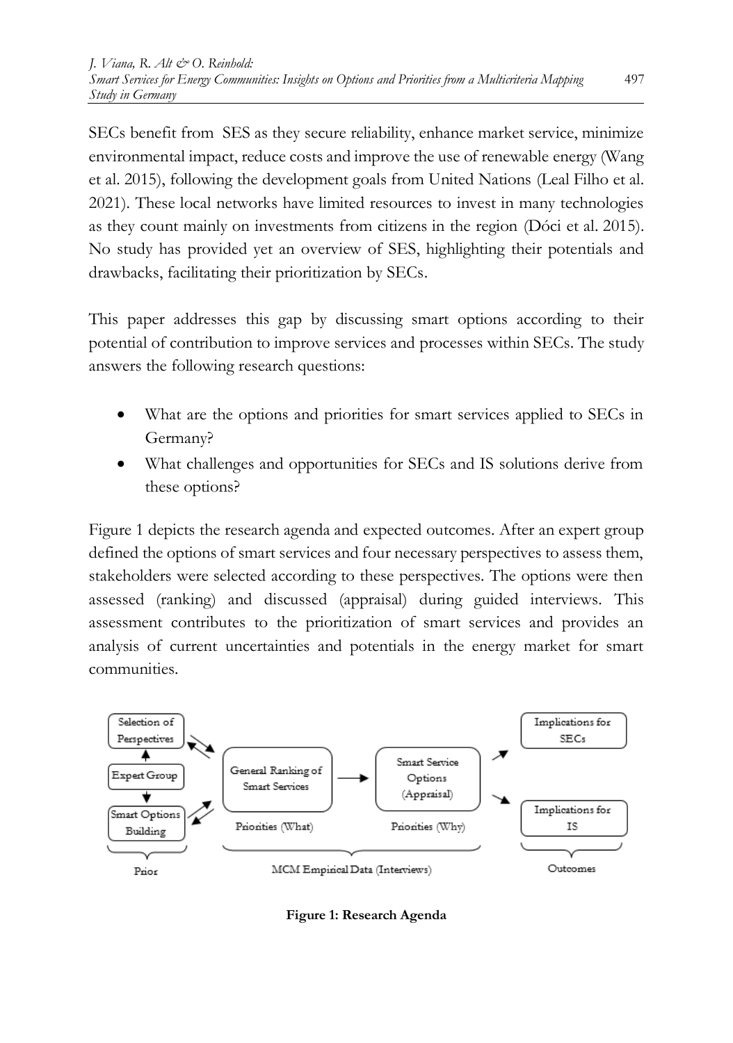SECs benefit from SES as they secure reliability, enhance market service, minimize environmental impact, reduce costs and improve the use of renewable energy (Wang et al. 2015), following the development goals from United Nations (Leal Filho et al. 2021). These local networks have limited resources to invest in many technologies as they count mainly on investments from citizens in the region (Dóci et al. 2015). No study has provided yet an overview of SES, highlighting their potentials and drawbacks, facilitating their prioritization by SECs.

This paper addresses this gap by discussing smart options according to their potential of contribution to improve services and processes within SECs. The study answers the following research questions:

- What are the options and priorities for smart services applied to SECs in Germany?
- What challenges and opportunities for SECs and IS solutions derive from these options?

Figure 1 depicts the research agenda and expected outcomes. After an expert group defined the options of smart services and four necessary perspectives to assess them, stakeholders were selected according to these perspectives. The options were then assessed (ranking) and discussed (appraisal) during guided interviews. This assessment contributes to the prioritization of smart services and provides an analysis of current uncertainties and potentials in the energy market for smart communities.

Selection of Perspectives | Expert Group | Smart Options Building — Prior

General Ranking of Smart Services — Priorities (What) | Smart Service Options (Appraisal) — Priorities (Why) — MCM Empirical Data (Interviews)

Implications for SECs | Implications for IS — Outcomes

**Figure 1: Research Agenda**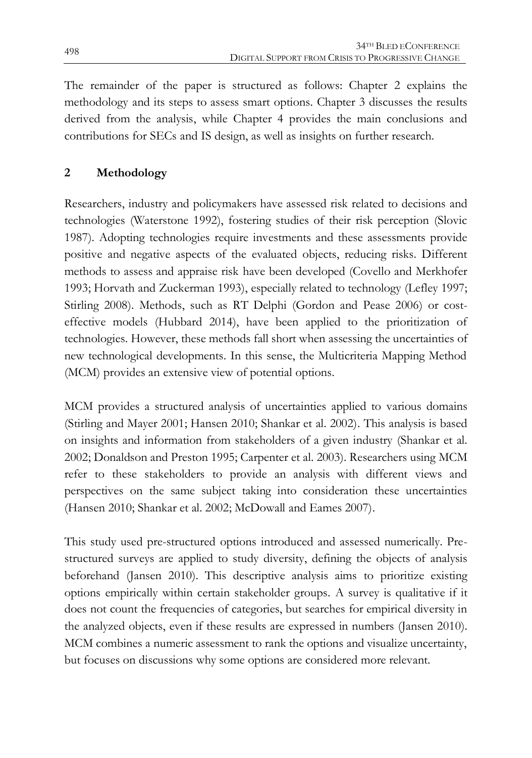The remainder of the paper is structured as follows: Chapter 2 explains the methodology and its steps to assess smart options. Chapter 3 discusses the results derived from the analysis, while Chapter 4 provides the main conclusions and contributions for SECs and IS design, as well as insights on further research.

## 2 Methodology

Researchers, industry and policymakers have assessed risk related to decisions and technologies (Waterstone 1992), fostering studies of their risk perception (Slovic 1987). Adopting technologies require investments and these assessments provide positive and negative aspects of the evaluated objects, reducing risks. Different methods to assess and appraise risk have been developed (Covello and Merkhofer 1993; Horvath and Zuckerman 1993), especially related to technology (Lefley 1997; Stirling 2008). Methods, such as RT Delphi (Gordon and Pease 2006) or cost-effective models (Hubbard 2014), have been applied to the prioritization of technologies. However, these methods fall short when assessing the uncertainties of new technological developments. In this sense, the Multicriteria Mapping Method (MCM) provides an extensive view of potential options.

MCM provides a structured analysis of uncertainties applied to various domains (Stirling and Mayer 2001; Hansen 2010; Shankar et al. 2002). This analysis is based on insights and information from stakeholders of a given industry (Shankar et al. 2002; Donaldson and Preston 1995; Carpenter et al. 2003). Researchers using MCM refer to these stakeholders to provide an analysis with different views and perspectives on the same subject taking into consideration these uncertainties (Hansen 2010; Shankar et al. 2002; McDowall and Eames 2007).

This study used pre-structured options introduced and assessed numerically. Pre-structured surveys are applied to study diversity, defining the objects of analysis beforehand (Jansen 2010). This descriptive analysis aims to prioritize existing options empirically within certain stakeholder groups. A survey is qualitative if it does not count the frequencies of categories, but searches for empirical diversity in the analyzed objects, even if these results are expressed in numbers (Jansen 2010). MCM combines a numeric assessment to rank the options and visualize uncertainty, but focuses on discussions why some options are considered more relevant.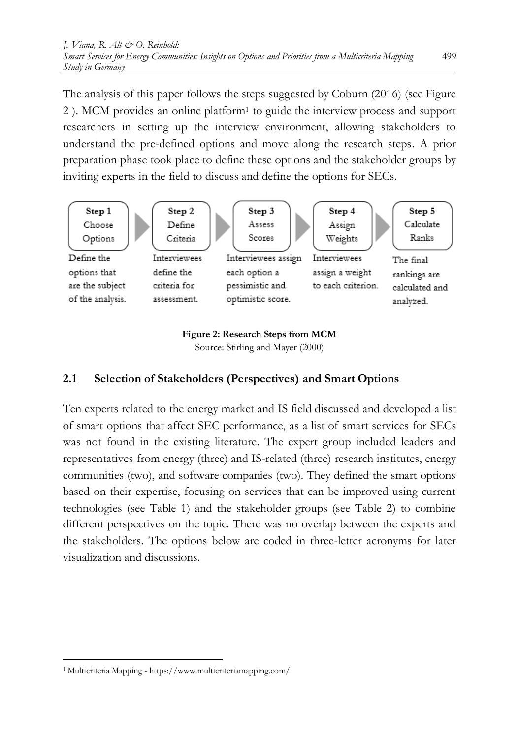The analysis of this paper follows the steps suggested by Coburn (2016) (see Figure 2 ). MCM provides an online platform[1] to guide the interview process and support researchers in setting up the interview environment, allowing stakeholders to understand the pre-defined options and move along the research steps. A prior preparation phase took place to define these options and the stakeholder groups by inviting experts in the field to discuss and define the options for SECs.

| Step 1 Choose Options | Step 2 Define Criteria | Step 3 Assess Scores | Step 4 Assign Weights | Step 5 Calculate Ranks |
|---|---|---|---|---|
| Define the options that are the subject of the analysis. | Interviewees define the criteria for assessment. | Interviewees assign each option a pessimistic and optimistic score. | Interviewees assign a weight to each criterion. | The final rankings are calculated and analyzed. |

**Figure 2: Research Steps from MCM**
Source: Stirling and Mayer (2000)

## 2.1 Selection of Stakeholders (Perspectives) and Smart Options

Ten experts related to the energy market and IS field discussed and developed a list of smart options that affect SEC performance, as a list of smart services for SECs was not found in the existing literature. The expert group included leaders and representatives from energy (three) and IS-related (three) research institutes, energy communities (two), and software companies (two). They defined the smart options based on their expertise, focusing on services that can be improved using current technologies (see Table 1) and the stakeholder groups (see Table 2) to combine different perspectives on the topic. There was no overlap between the experts and the stakeholders. The options below are coded in three-letter acronyms for later visualization and discussions.

[1] Multicriteria Mapping - https://www.multicriteriamapping.com/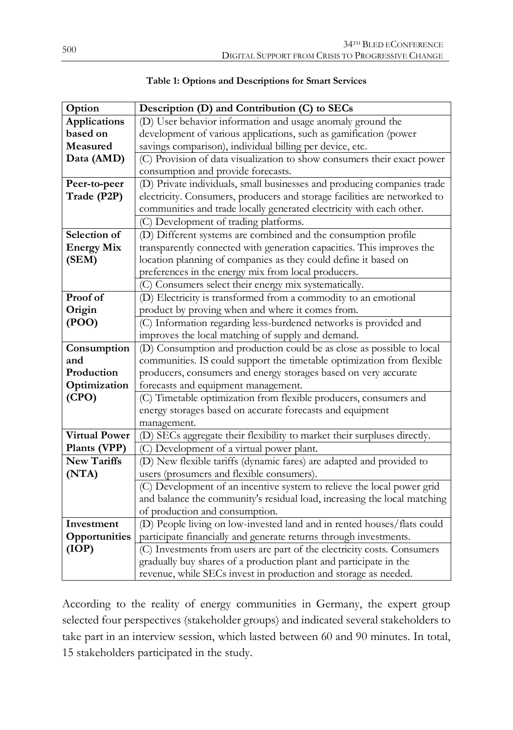**Table 1: Options and Descriptions for Smart Services**

| Option | Description (D) and Contribution (C) to SECs |
|---|---|
| **Applications based on Measured Data (AMD)** | (D) User behavior information and usage anomaly ground the development of various applications, such as gamification (power savings comparison), individual billing per device, etc. |
| | (C) Provision of data visualization to show consumers their exact power consumption and provide forecasts. |
| **Peer-to-peer Trade (P2P)** | (D) Private individuals, small businesses and producing companies trade electricity. Consumers, producers and storage facilities are networked to communities and trade locally generated electricity with each other. |
| | (C) Development of trading platforms. |
| **Selection of Energy Mix (SEM)** | (D) Different systems are combined and the consumption profile transparently connected with generation capacities. This improves the location planning of companies as they could define it based on preferences in the energy mix from local producers. |
| | (C) Consumers select their energy mix systematically. |
| **Proof of Origin (POO)** | (D) Electricity is transformed from a commodity to an emotional product by proving when and where it comes from. |
| | (C) Information regarding less-burdened networks is provided and improves the local matching of supply and demand. |
| **Consumption and Production Optimization (CPO)** | (D) Consumption and production could be as close as possible to local communities. IS could support the timetable optimization from flexible producers, consumers and energy storages based on very accurate forecasts and equipment management. |
| | (C) Timetable optimization from flexible producers, consumers and energy storages based on accurate forecasts and equipment management. |
| **Virtual Power Plants (VPP)** | (D) SECs aggregate their flexibility to market their surpluses directly. |
| | (C) Development of a virtual power plant. |
| **New Tariffs (NTA)** | (D) New flexible tariffs (dynamic fares) are adapted and provided to users (prosumers and flexible consumers). |
| | (C) Development of an incentive system to relieve the local power grid and balance the community's residual load, increasing the local matching of production and consumption. |
| **Investment Opportunities (IOP)** | (D) People living on low-invested land and in rented houses/flats could participate financially and generate returns through investments. |
| | (C) Investments from users are part of the electricity costs. Consumers gradually buy shares of a production plant and participate in the revenue, while SECs invest in production and storage as needed. |

According to the reality of energy communities in Germany, the expert group selected four perspectives (stakeholder groups) and indicated several stakeholders to take part in an interview session, which lasted between 60 and 90 minutes. In total, 15 stakeholders participated in the study.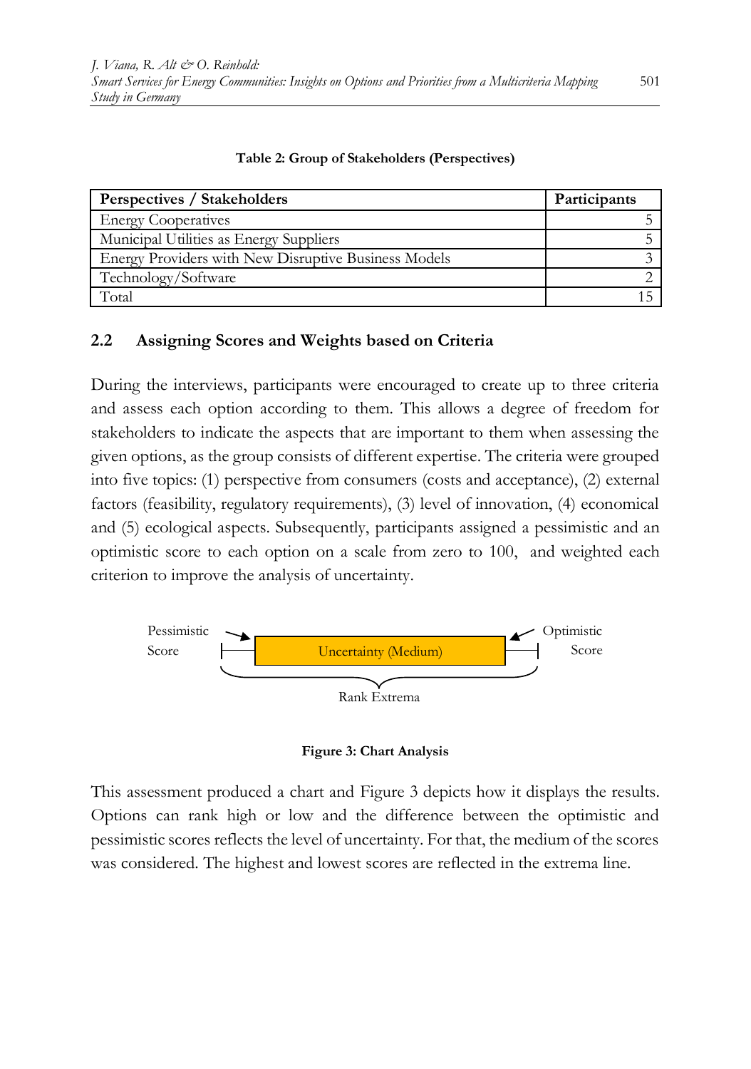**Table 2: Group of Stakeholders (Perspectives)**

| Perspectives / Stakeholders | Participants |
|---|---|
| Energy Cooperatives | 5 |
| Municipal Utilities as Energy Suppliers | 5 |
| Energy Providers with New Disruptive Business Models | 3 |
| Technology/Software | 2 |
| Total | 15 |

## 2.2 Assigning Scores and Weights based on Criteria

During the interviews, participants were encouraged to create up to three criteria and assess each option according to them. This allows a degree of freedom for stakeholders to indicate the aspects that are important to them when assessing the given options, as the group consists of different expertise. The criteria were grouped into five topics: (1) perspective from consumers (costs and acceptance), (2) external factors (feasibility, regulatory requirements), (3) level of innovation, (4) economical and (5) ecological aspects. Subsequently, participants assigned a pessimistic and an optimistic score to each option on a scale from zero to 100, and weighted each criterion to improve the analysis of uncertainty.

Pessimistic Score — Uncertainty (Medium) — Optimistic Score

Rank Extrema

**Figure 3: Chart Analysis**

This assessment produced a chart and Figure 3 depicts how it displays the results. Options can rank high or low and the difference between the optimistic and pessimistic scores reflects the level of uncertainty. For that, the medium of the scores was considered. The highest and lowest scores are reflected in the extrema line.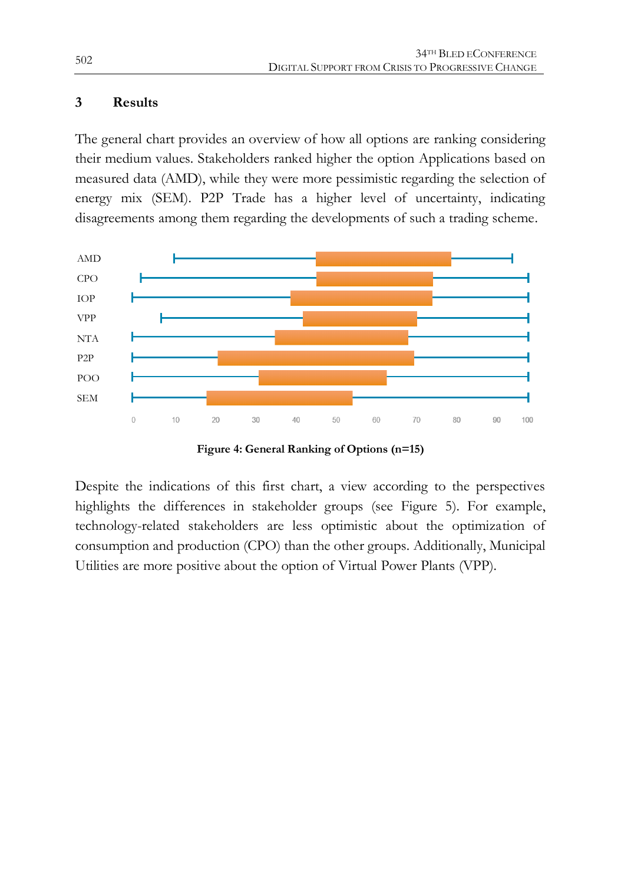## 3 Results

The general chart provides an overview of how all options are ranking considering their medium values. Stakeholders ranked higher the option Applications based on measured data (AMD), while they were more pessimistic regarding the selection of energy mix (SEM). P2P Trade has a higher level of uncertainty, indicating disagreements among them regarding the developments of such a trading scheme.

**Figure 4: General Ranking of Options (n=15)**

Despite the indications of this first chart, a view according to the perspectives highlights the differences in stakeholder groups (see Figure 5). For example, technology-related stakeholders are less optimistic about the optimization of consumption and production (CPO) than the other groups. Additionally, Municipal Utilities are more positive about the option of Virtual Power Plants (VPP).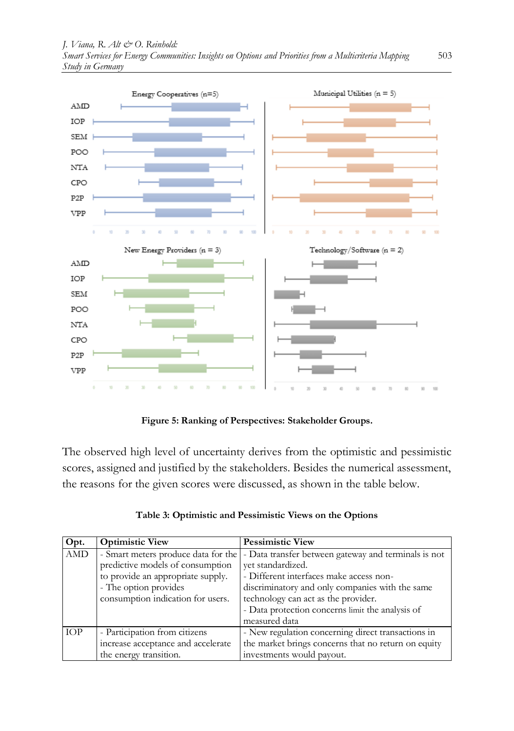**Figure 5: Ranking of Perspectives: Stakeholder Groups.**

The observed high level of uncertainty derives from the optimistic and pessimistic scores, assigned and justified by the stakeholders. Besides the numerical assessment, the reasons for the given scores were discussed, as shown in the table below.

**Table 3: Optimistic and Pessimistic Views on the Options**

| Opt. | Optimistic View | Pessimistic View |
|---|---|---|
| AMD | - Smart meters produce data for the predictive models of consumption to provide an appropriate supply.<br>- The option provides consumption indication for users. | - Data transfer between gateway and terminals is not yet standardized.<br>- Different interfaces make access non-discriminatory and only companies with the same technology can act as the provider.<br>- Data protection concerns limit the analysis of measured data |
| IOP | - Participation from citizens increase acceptance and accelerate the energy transition. | - New regulation concerning direct transactions in the market brings concerns that no return on equity investments would payout. |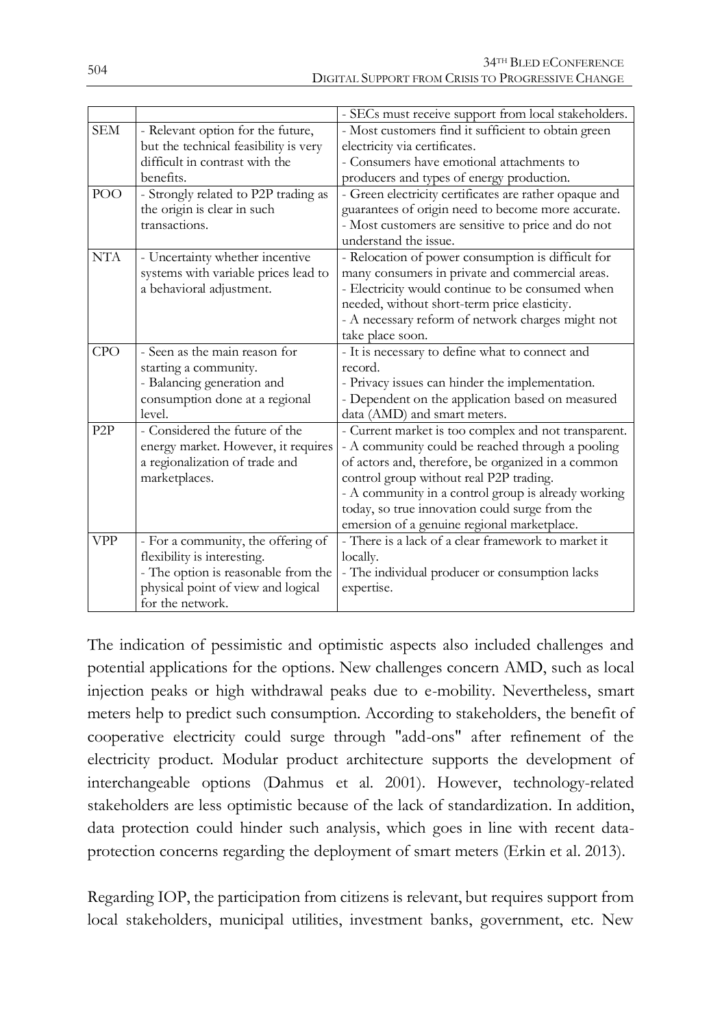| | | - SECs must receive support from local stakeholders. |
|---|---|---|
| SEM | - Relevant option for the future, but the technical feasibility is very difficult in contrast with the benefits. | - Most customers find it sufficient to obtain green electricity via certificates.<br>- Consumers have emotional attachments to producers and types of energy production. |
| POO | - Strongly related to P2P trading as the origin is clear in such transactions. | - Green electricity certificates are rather opaque and guarantees of origin need to become more accurate.<br>- Most customers are sensitive to price and do not understand the issue. |
| NTA | - Uncertainty whether incentive systems with variable prices lead to a behavioral adjustment. | - Relocation of power consumption is difficult for many consumers in private and commercial areas.<br>- Electricity would continue to be consumed when needed, without short-term price elasticity.<br>- A necessary reform of network charges might not take place soon. |
| CPO | - Seen as the main reason for starting a community.<br>- Balancing generation and consumption done at a regional level. | - It is necessary to define what to connect and record.<br>- Privacy issues can hinder the implementation.<br>- Dependent on the application based on measured data (AMD) and smart meters. |
| P2P | - Considered the future of the energy market. However, it requires a regionalization of trade and marketplaces. | - Current market is too complex and not transparent.<br>- A community could be reached through a pooling of actors and, therefore, be organized in a common control group without real P2P trading.<br>- A community in a control group is already working today, so true innovation could surge from the emersion of a genuine regional marketplace. |
| VPP | - For a community, the offering of flexibility is interesting.<br>- The option is reasonable from the physical point of view and logical for the network. | - There is a lack of a clear framework to market it locally.<br>- The individual producer or consumption lacks expertise. |

The indication of pessimistic and optimistic aspects also included challenges and potential applications for the options. New challenges concern AMD, such as local injection peaks or high withdrawal peaks due to e-mobility. Nevertheless, smart meters help to predict such consumption. According to stakeholders, the benefit of cooperative electricity could surge through "add-ons" after refinement of the electricity product. Modular product architecture supports the development of interchangeable options (Dahmus et al. 2001). However, technology-related stakeholders are less optimistic because of the lack of standardization. In addition, data protection could hinder such analysis, which goes in line with recent data-protection concerns regarding the deployment of smart meters (Erkin et al. 2013).

Regarding IOP, the participation from citizens is relevant, but requires support from local stakeholders, municipal utilities, investment banks, government, etc. New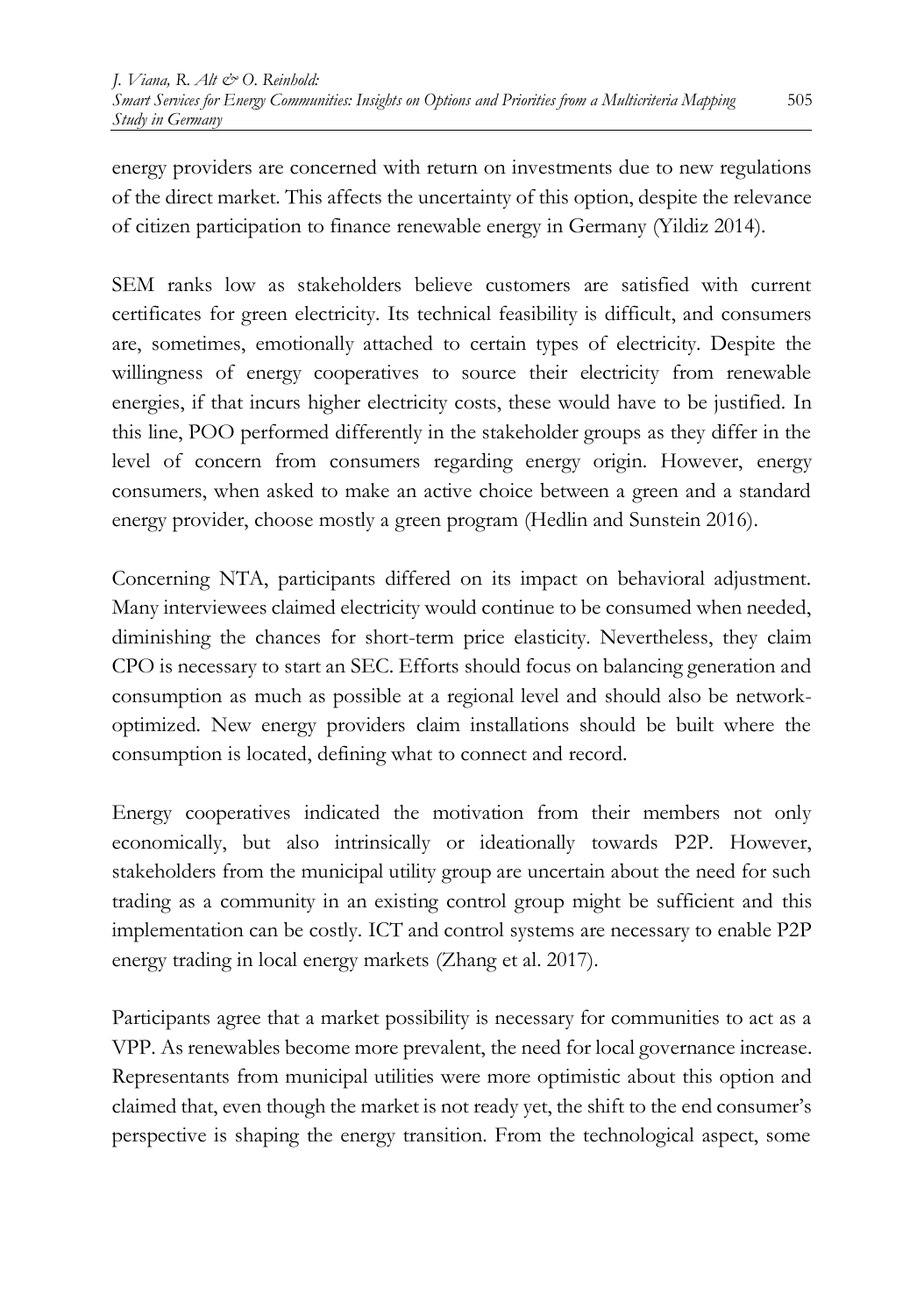energy providers are concerned with return on investments due to new regulations of the direct market. This affects the uncertainty of this option, despite the relevance of citizen participation to finance renewable energy in Germany (Yildiz 2014).

SEM ranks low as stakeholders believe customers are satisfied with current certificates for green electricity. Its technical feasibility is difficult, and consumers are, sometimes, emotionally attached to certain types of electricity. Despite the willingness of energy cooperatives to source their electricity from renewable energies, if that incurs higher electricity costs, these would have to be justified. In this line, POO performed differently in the stakeholder groups as they differ in the level of concern from consumers regarding energy origin. However, energy consumers, when asked to make an active choice between a green and a standard energy provider, choose mostly a green program (Hedlin and Sunstein 2016).

Concerning NTA, participants differed on its impact on behavioral adjustment. Many interviewees claimed electricity would continue to be consumed when needed, diminishing the chances for short-term price elasticity. Nevertheless, they claim CPO is necessary to start an SEC. Efforts should focus on balancing generation and consumption as much as possible at a regional level and should also be network-optimized. New energy providers claim installations should be built where the consumption is located, defining what to connect and record.

Energy cooperatives indicated the motivation from their members not only economically, but also intrinsically or ideationally towards P2P. However, stakeholders from the municipal utility group are uncertain about the need for such trading as a community in an existing control group might be sufficient and this implementation can be costly. ICT and control systems are necessary to enable P2P energy trading in local energy markets (Zhang et al. 2017).

Participants agree that a market possibility is necessary for communities to act as a VPP. As renewables become more prevalent, the need for local governance increase. Representants from municipal utilities were more optimistic about this option and claimed that, even though the market is not ready yet, the shift to the end consumer's perspective is shaping the energy transition. From the technological aspect, some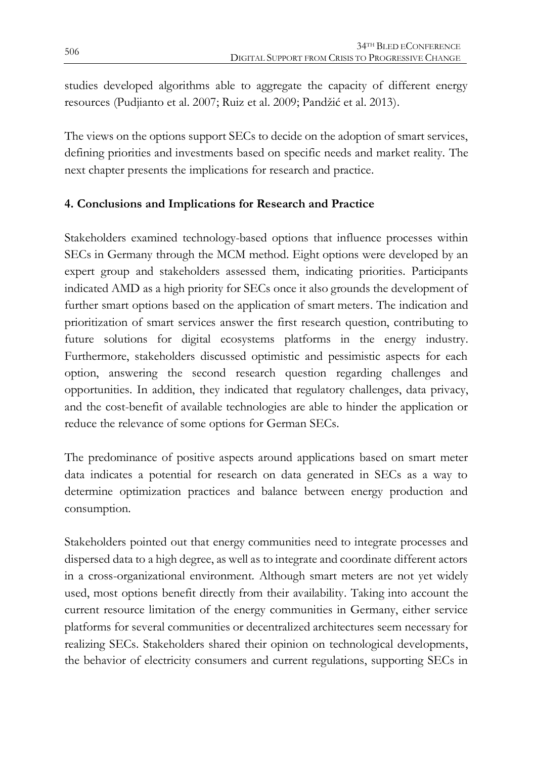studies developed algorithms able to aggregate the capacity of different energy resources (Pudjianto et al. 2007; Ruiz et al. 2009; Pandžić et al. 2013).

The views on the options support SECs to decide on the adoption of smart services, defining priorities and investments based on specific needs and market reality. The next chapter presents the implications for research and practice.

## 4. Conclusions and Implications for Research and Practice

Stakeholders examined technology-based options that influence processes within SECs in Germany through the MCM method. Eight options were developed by an expert group and stakeholders assessed them, indicating priorities. Participants indicated AMD as a high priority for SECs once it also grounds the development of further smart options based on the application of smart meters. The indication and prioritization of smart services answer the first research question, contributing to future solutions for digital ecosystems platforms in the energy industry. Furthermore, stakeholders discussed optimistic and pessimistic aspects for each option, answering the second research question regarding challenges and opportunities. In addition, they indicated that regulatory challenges, data privacy, and the cost-benefit of available technologies are able to hinder the application or reduce the relevance of some options for German SECs.

The predominance of positive aspects around applications based on smart meter data indicates a potential for research on data generated in SECs as a way to determine optimization practices and balance between energy production and consumption.

Stakeholders pointed out that energy communities need to integrate processes and dispersed data to a high degree, as well as to integrate and coordinate different actors in a cross-organizational environment. Although smart meters are not yet widely used, most options benefit directly from their availability. Taking into account the current resource limitation of the energy communities in Germany, either service platforms for several communities or decentralized architectures seem necessary for realizing SECs. Stakeholders shared their opinion on technological developments, the behavior of electricity consumers and current regulations, supporting SECs in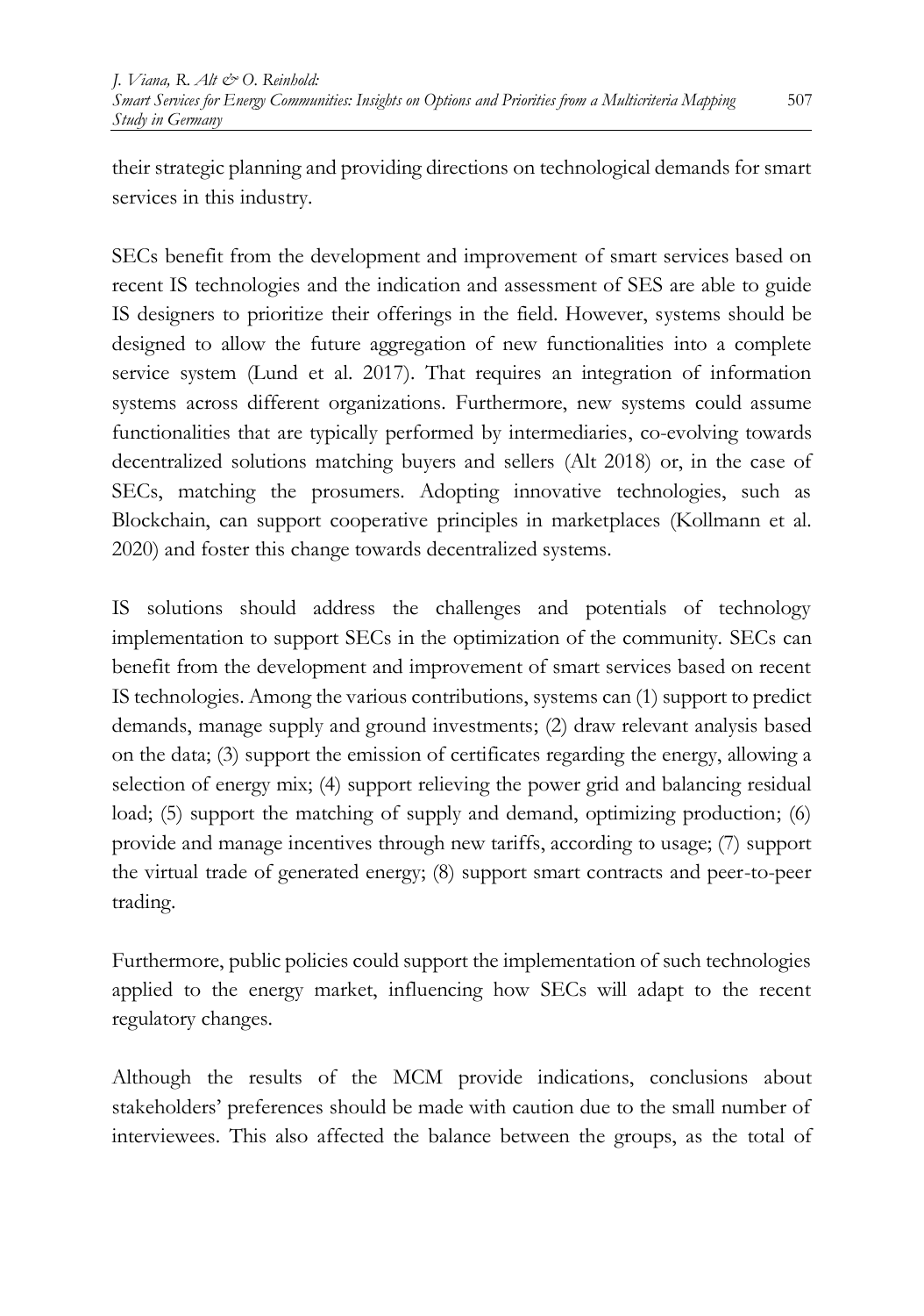their strategic planning and providing directions on technological demands for smart services in this industry.

SECs benefit from the development and improvement of smart services based on recent IS technologies and the indication and assessment of SES are able to guide IS designers to prioritize their offerings in the field. However, systems should be designed to allow the future aggregation of new functionalities into a complete service system (Lund et al. 2017). That requires an integration of information systems across different organizations. Furthermore, new systems could assume functionalities that are typically performed by intermediaries, co-evolving towards decentralized solutions matching buyers and sellers (Alt 2018) or, in the case of SECs, matching the prosumers. Adopting innovative technologies, such as Blockchain, can support cooperative principles in marketplaces (Kollmann et al. 2020) and foster this change towards decentralized systems.

IS solutions should address the challenges and potentials of technology implementation to support SECs in the optimization of the community. SECs can benefit from the development and improvement of smart services based on recent IS technologies. Among the various contributions, systems can (1) support to predict demands, manage supply and ground investments; (2) draw relevant analysis based on the data; (3) support the emission of certificates regarding the energy, allowing a selection of energy mix; (4) support relieving the power grid and balancing residual load; (5) support the matching of supply and demand, optimizing production; (6) provide and manage incentives through new tariffs, according to usage; (7) support the virtual trade of generated energy; (8) support smart contracts and peer-to-peer trading.

Furthermore, public policies could support the implementation of such technologies applied to the energy market, influencing how SECs will adapt to the recent regulatory changes.

Although the results of the MCM provide indications, conclusions about stakeholders' preferences should be made with caution due to the small number of interviewees. This also affected the balance between the groups, as the total of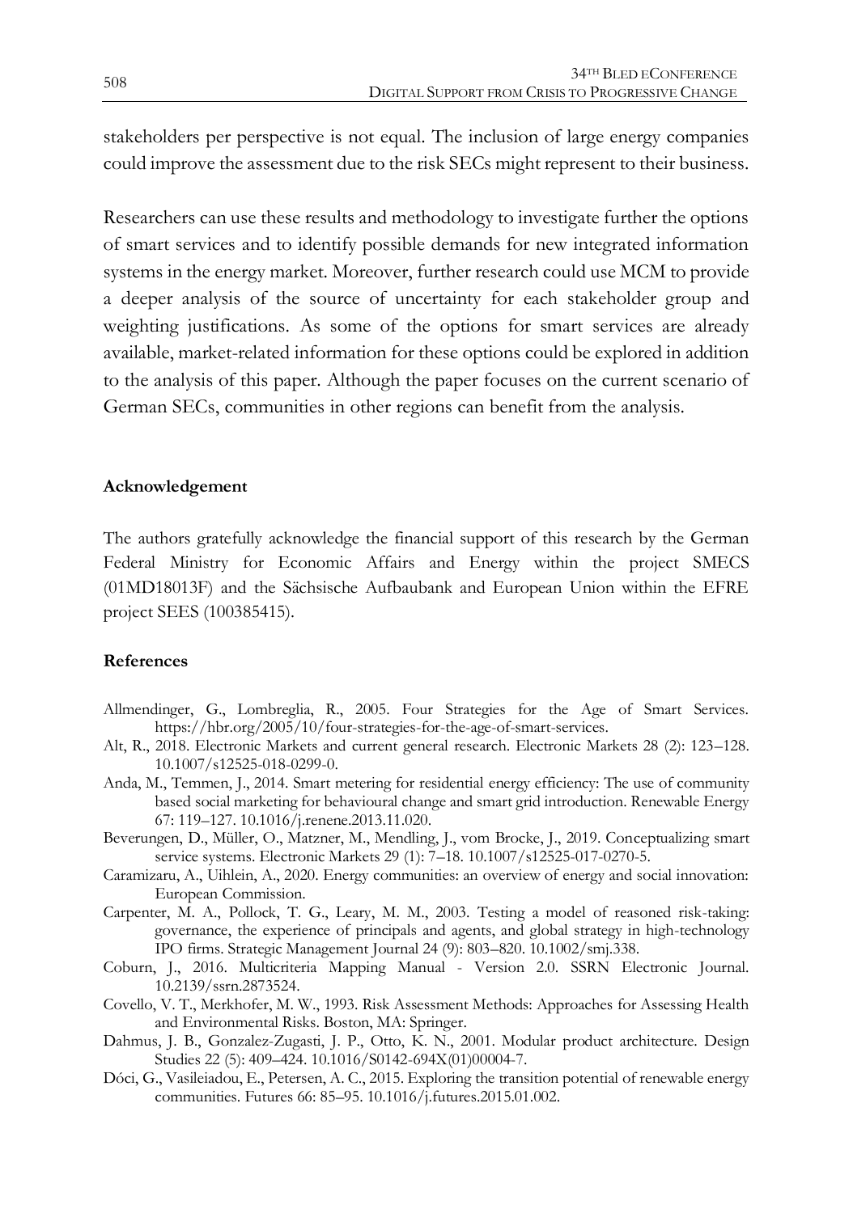stakeholders per perspective is not equal. The inclusion of large energy companies could improve the assessment due to the risk SECs might represent to their business.

Researchers can use these results and methodology to investigate further the options of smart services and to identify possible demands for new integrated information systems in the energy market. Moreover, further research could use MCM to provide a deeper analysis of the source of uncertainty for each stakeholder group and weighting justifications. As some of the options for smart services are already available, market-related information for these options could be explored in addition to the analysis of this paper. Although the paper focuses on the current scenario of German SECs, communities in other regions can benefit from the analysis.

## Acknowledgement

The authors gratefully acknowledge the financial support of this research by the German Federal Ministry for Economic Affairs and Energy within the project SMECS (01MD18013F) and the Sächsische Aufbaubank and European Union within the EFRE project SEES (100385415).

## References

Allmendinger, G., Lombreglia, R., 2005. Four Strategies for the Age of Smart Services. https://hbr.org/2005/10/four-strategies-for-the-age-of-smart-services.

Alt, R., 2018. Electronic Markets and current general research. Electronic Markets 28 (2): 123–128. 10.1007/s12525-018-0299-0.

Anda, M., Temmen, J., 2014. Smart metering for residential energy efficiency: The use of community based social marketing for behavioural change and smart grid introduction. Renewable Energy 67: 119–127. 10.1016/j.renene.2013.11.020.

Beverungen, D., Müller, O., Matzner, M., Mendling, J., vom Brocke, J., 2019. Conceptualizing smart service systems. Electronic Markets 29 (1): 7–18. 10.1007/s12525-017-0270-5.

Caramizaru, A., Uihlein, A., 2020. Energy communities: an overview of energy and social innovation: European Commission.

Carpenter, M. A., Pollock, T. G., Leary, M. M., 2003. Testing a model of reasoned risk-taking: governance, the experience of principals and agents, and global strategy in high-technology IPO firms. Strategic Management Journal 24 (9): 803–820. 10.1002/smj.338.

Coburn, J., 2016. Multicriteria Mapping Manual - Version 2.0. SSRN Electronic Journal. 10.2139/ssrn.2873524.

Covello, V. T., Merkhofer, M. W., 1993. Risk Assessment Methods: Approaches for Assessing Health and Environmental Risks. Boston, MA: Springer.

Dahmus, J. B., Gonzalez-Zugasti, J. P., Otto, K. N., 2001. Modular product architecture. Design Studies 22 (5): 409–424. 10.1016/S0142-694X(01)00004-7.

Dóci, G., Vasileiadou, E., Petersen, A. C., 2015. Exploring the transition potential of renewable energy communities. Futures 66: 85–95. 10.1016/j.futures.2015.01.002.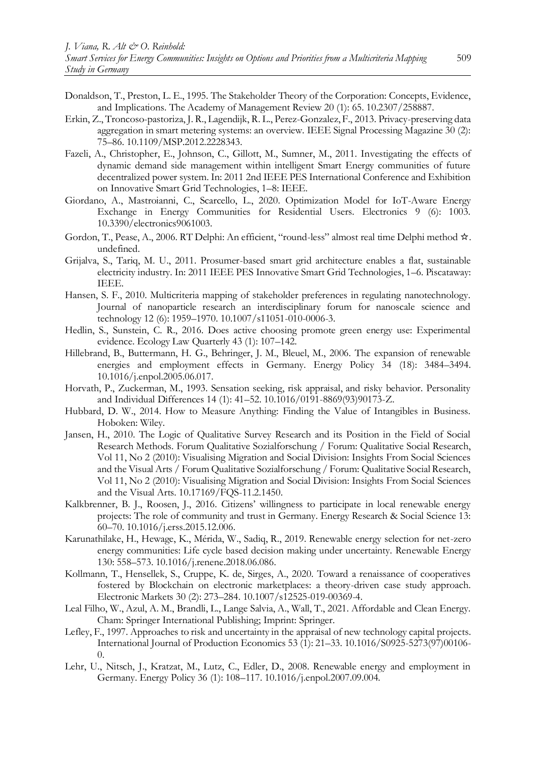Donaldson, T., Preston, L. E., 1995. The Stakeholder Theory of the Corporation: Concepts, Evidence, and Implications. The Academy of Management Review 20 (1): 65. 10.2307/258887.

Erkin, Z., Troncoso-pastoriza, J. R., Lagendijk, R. L., Perez-Gonzalez, F., 2013. Privacy-preserving data aggregation in smart metering systems: an overview. IEEE Signal Processing Magazine 30 (2): 75–86. 10.1109/MSP.2012.2228343.

Fazeli, A., Christopher, E., Johnson, C., Gillott, M., Sumner, M., 2011. Investigating the effects of dynamic demand side management within intelligent Smart Energy communities of future decentralized power system. In: 2011 2nd IEEE PES International Conference and Exhibition on Innovative Smart Grid Technologies, 1–8: IEEE.

Giordano, A., Mastroianni, C., Scarcello, L., 2020. Optimization Model for IoT-Aware Energy Exchange in Energy Communities for Residential Users. Electronics 9 (6): 1003. 10.3390/electronics9061003.

Gordon, T., Pease, A., 2006. RT Delphi: An efficient, "round-less" almost real time Delphi method ☆. undefined.

Grijalva, S., Tariq, M. U., 2011. Prosumer-based smart grid architecture enables a flat, sustainable electricity industry. In: 2011 IEEE PES Innovative Smart Grid Technologies, 1–6. Piscataway: IEEE.

Hansen, S. F., 2010. Multicriteria mapping of stakeholder preferences in regulating nanotechnology. Journal of nanoparticle research an interdisciplinary forum for nanoscale science and technology 12 (6): 1959–1970. 10.1007/s11051-010-0006-3.

Hedlin, S., Sunstein, C. R., 2016. Does active choosing promote green energy use: Experimental evidence. Ecology Law Quarterly 43 (1): 107–142.

Hillebrand, B., Buttermann, H. G., Behringer, J. M., Bleuel, M., 2006. The expansion of renewable energies and employment effects in Germany. Energy Policy 34 (18): 3484–3494. 10.1016/j.enpol.2005.06.017.

Horvath, P., Zuckerman, M., 1993. Sensation seeking, risk appraisal, and risky behavior. Personality and Individual Differences 14 (1): 41–52. 10.1016/0191-8869(93)90173-Z.

Hubbard, D. W., 2014. How to Measure Anything: Finding the Value of Intangibles in Business. Hoboken: Wiley.

Jansen, H., 2010. The Logic of Qualitative Survey Research and its Position in the Field of Social Research Methods. Forum Qualitative Sozialforschung / Forum: Qualitative Social Research, Vol 11, No 2 (2010): Visualising Migration and Social Division: Insights From Social Sciences and the Visual Arts / Forum Qualitative Sozialforschung / Forum: Qualitative Social Research, Vol 11, No 2 (2010): Visualising Migration and Social Division: Insights From Social Sciences and the Visual Arts. 10.17169/FQS-11.2.1450.

Kalkbrenner, B. J., Roosen, J., 2016. Citizens' willingness to participate in local renewable energy projects: The role of community and trust in Germany. Energy Research & Social Science 13: 60–70. 10.1016/j.erss.2015.12.006.

Karunathilake, H., Hewage, K., Mérida, W., Sadiq, R., 2019. Renewable energy selection for net-zero energy communities: Life cycle based decision making under uncertainty. Renewable Energy 130: 558–573. 10.1016/j.renene.2018.06.086.

Kollmann, T., Hensellek, S., Cruppe, K. de, Sirges, A., 2020. Toward a renaissance of cooperatives fostered by Blockchain on electronic marketplaces: a theory-driven case study approach. Electronic Markets 30 (2): 273–284. 10.1007/s12525-019-00369-4.

Leal Filho, W., Azul, A. M., Brandli, L., Lange Salvia, A., Wall, T., 2021. Affordable and Clean Energy. Cham: Springer International Publishing; Imprint: Springer.

Lefley, F., 1997. Approaches to risk and uncertainty in the appraisal of new technology capital projects. International Journal of Production Economics 53 (1): 21–33. 10.1016/S0925-5273(97)00106-0.

Lehr, U., Nitsch, J., Kratzat, M., Lutz, C., Edler, D., 2008. Renewable energy and employment in Germany. Energy Policy 36 (1): 108–117. 10.1016/j.enpol.2007.09.004.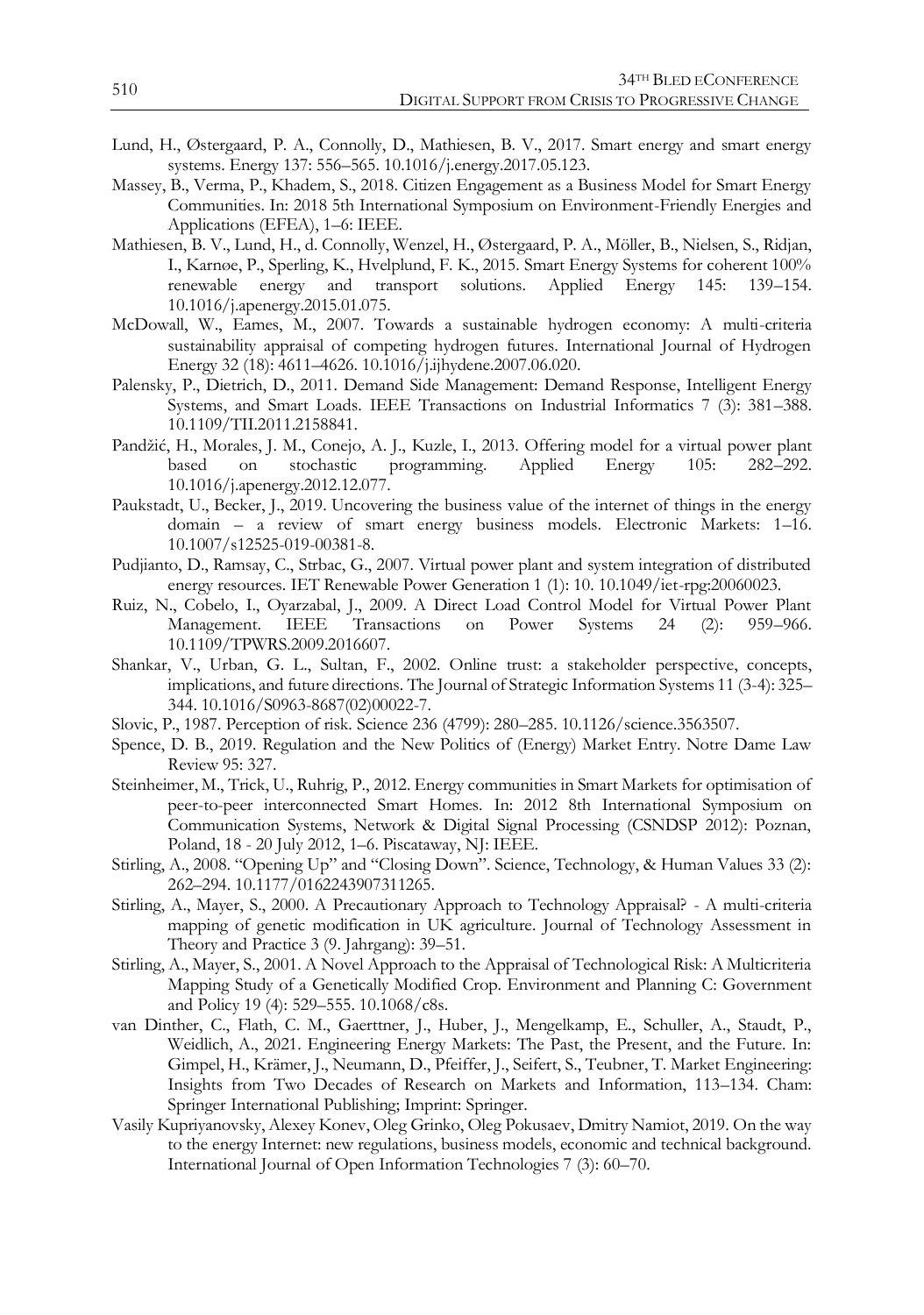Lund, H., Østergaard, P. A., Connolly, D., Mathiesen, B. V., 2017. Smart energy and smart energy systems. Energy 137: 556–565. 10.1016/j.energy.2017.05.123.

Massey, B., Verma, P., Khadem, S., 2018. Citizen Engagement as a Business Model for Smart Energy Communities. In: 2018 5th International Symposium on Environment-Friendly Energies and Applications (EFEA), 1–6: IEEE.

Mathiesen, B. V., Lund, H., d. Connolly, Wenzel, H., Østergaard, P. A., Möller, B., Nielsen, S., Ridjan, I., Karnøe, P., Sperling, K., Hvelplund, F. K., 2015. Smart Energy Systems for coherent 100% renewable energy and transport solutions. Applied Energy 145: 139–154. 10.1016/j.apenergy.2015.01.075.

McDowall, W., Eames, M., 2007. Towards a sustainable hydrogen economy: A multi-criteria sustainability appraisal of competing hydrogen futures. International Journal of Hydrogen Energy 32 (18): 4611–4626. 10.1016/j.ijhydene.2007.06.020.

Palensky, P., Dietrich, D., 2011. Demand Side Management: Demand Response, Intelligent Energy Systems, and Smart Loads. IEEE Transactions on Industrial Informatics 7 (3): 381–388. 10.1109/TII.2011.2158841.

Pandžić, H., Morales, J. M., Conejo, A. J., Kuzle, I., 2013. Offering model for a virtual power plant based on stochastic programming. Applied Energy 105: 282–292. 10.1016/j.apenergy.2012.12.077.

Paukstadt, U., Becker, J., 2019. Uncovering the business value of the internet of things in the energy domain – a review of smart energy business models. Electronic Markets: 1–16. 10.1007/s12525-019-00381-8.

Pudjianto, D., Ramsay, C., Strbac, G., 2007. Virtual power plant and system integration of distributed energy resources. IET Renewable Power Generation 1 (1): 10. 10.1049/iet-rpg:20060023.

Ruiz, N., Cobelo, I., Oyarzabal, J., 2009. A Direct Load Control Model for Virtual Power Plant Management. IEEE Transactions on Power Systems 24 (2): 959–966. 10.1109/TPWRS.2009.2016607.

Shankar, V., Urban, G. L., Sultan, F., 2002. Online trust: a stakeholder perspective, concepts, implications, and future directions. The Journal of Strategic Information Systems 11 (3-4): 325–344. 10.1016/S0963-8687(02)00022-7.

Slovic, P., 1987. Perception of risk. Science 236 (4799): 280–285. 10.1126/science.3563507.

Spence, D. B., 2019. Regulation and the New Politics of (Energy) Market Entry. Notre Dame Law Review 95: 327.

Steinheimer, M., Trick, U., Ruhrig, P., 2012. Energy communities in Smart Markets for optimisation of peer-to-peer interconnected Smart Homes. In: 2012 8th International Symposium on Communication Systems, Network & Digital Signal Processing (CSNDSP 2012): Poznan, Poland, 18 - 20 July 2012, 1–6. Piscataway, NJ: IEEE.

Stirling, A., 2008. "Opening Up" and "Closing Down". Science, Technology, & Human Values 33 (2): 262–294. 10.1177/0162243907311265.

Stirling, A., Mayer, S., 2000. A Precautionary Approach to Technology Appraisal? - A multi-criteria mapping of genetic modification in UK agriculture. Journal of Technology Assessment in Theory and Practice 3 (9. Jahrgang): 39–51.

Stirling, A., Mayer, S., 2001. A Novel Approach to the Appraisal of Technological Risk: A Multicriteria Mapping Study of a Genetically Modified Crop. Environment and Planning C: Government and Policy 19 (4): 529–555. 10.1068/c8s.

van Dinther, C., Flath, C. M., Gaerttner, J., Huber, J., Mengelkamp, E., Schuller, A., Staudt, P., Weidlich, A., 2021. Engineering Energy Markets: The Past, the Present, and the Future. In: Gimpel, H., Krämer, J., Neumann, D., Pfeiffer, J., Seifert, S., Teubner, T. Market Engineering: Insights from Two Decades of Research on Markets and Information, 113–134. Cham: Springer International Publishing; Imprint: Springer.

Vasily Kupriyanovsky, Alexey Konev, Oleg Grinko, Oleg Pokusaev, Dmitry Namiot, 2019. On the way to the energy Internet: new regulations, business models, economic and technical background. International Journal of Open Information Technologies 7 (3): 60–70.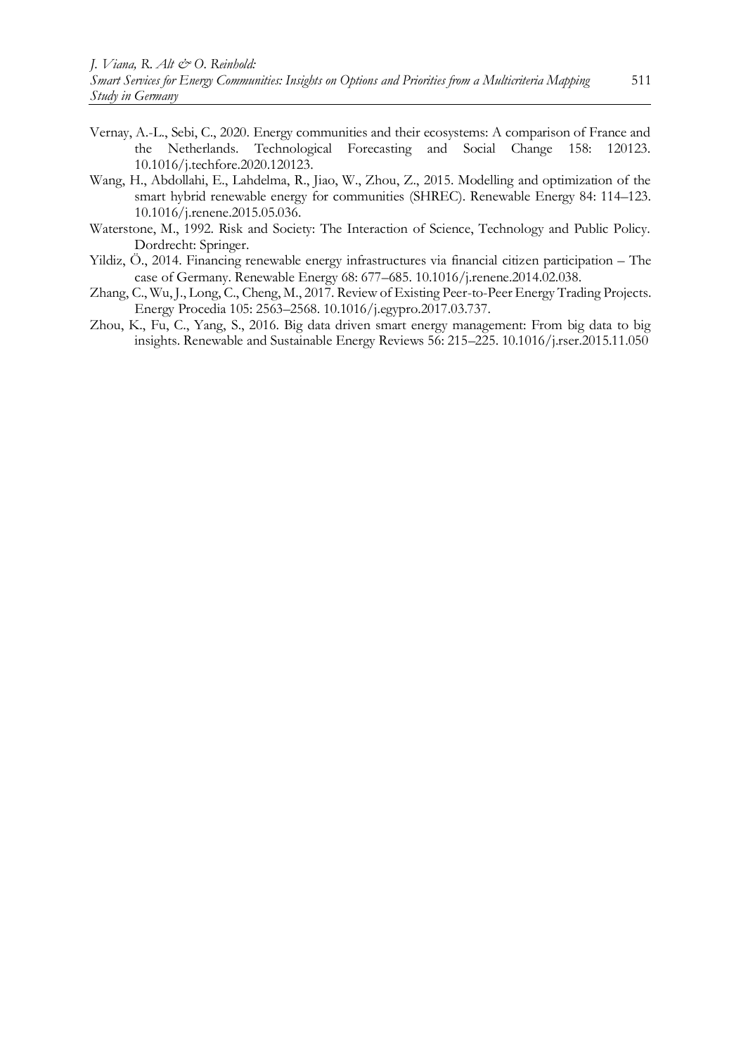Vernay, A.-L., Sebi, C., 2020. Energy communities and their ecosystems: A comparison of France and the Netherlands. Technological Forecasting and Social Change 158: 120123. 10.1016/j.techfore.2020.120123.

Wang, H., Abdollahi, E., Lahdelma, R., Jiao, W., Zhou, Z., 2015. Modelling and optimization of the smart hybrid renewable energy for communities (SHREC). Renewable Energy 84: 114–123. 10.1016/j.renene.2015.05.036.

Waterstone, M., 1992. Risk and Society: The Interaction of Science, Technology and Public Policy. Dordrecht: Springer.

Yildiz, Ö., 2014. Financing renewable energy infrastructures via financial citizen participation – The case of Germany. Renewable Energy 68: 677–685. 10.1016/j.renene.2014.02.038.

Zhang, C., Wu, J., Long, C., Cheng, M., 2017. Review of Existing Peer-to-Peer Energy Trading Projects. Energy Procedia 105: 2563–2568. 10.1016/j.egypro.2017.03.737.

Zhou, K., Fu, C., Yang, S., 2016. Big data driven smart energy management: From big data to big insights. Renewable and Sustainable Energy Reviews 56: 215–225. 10.1016/j.rser.2015.11.050